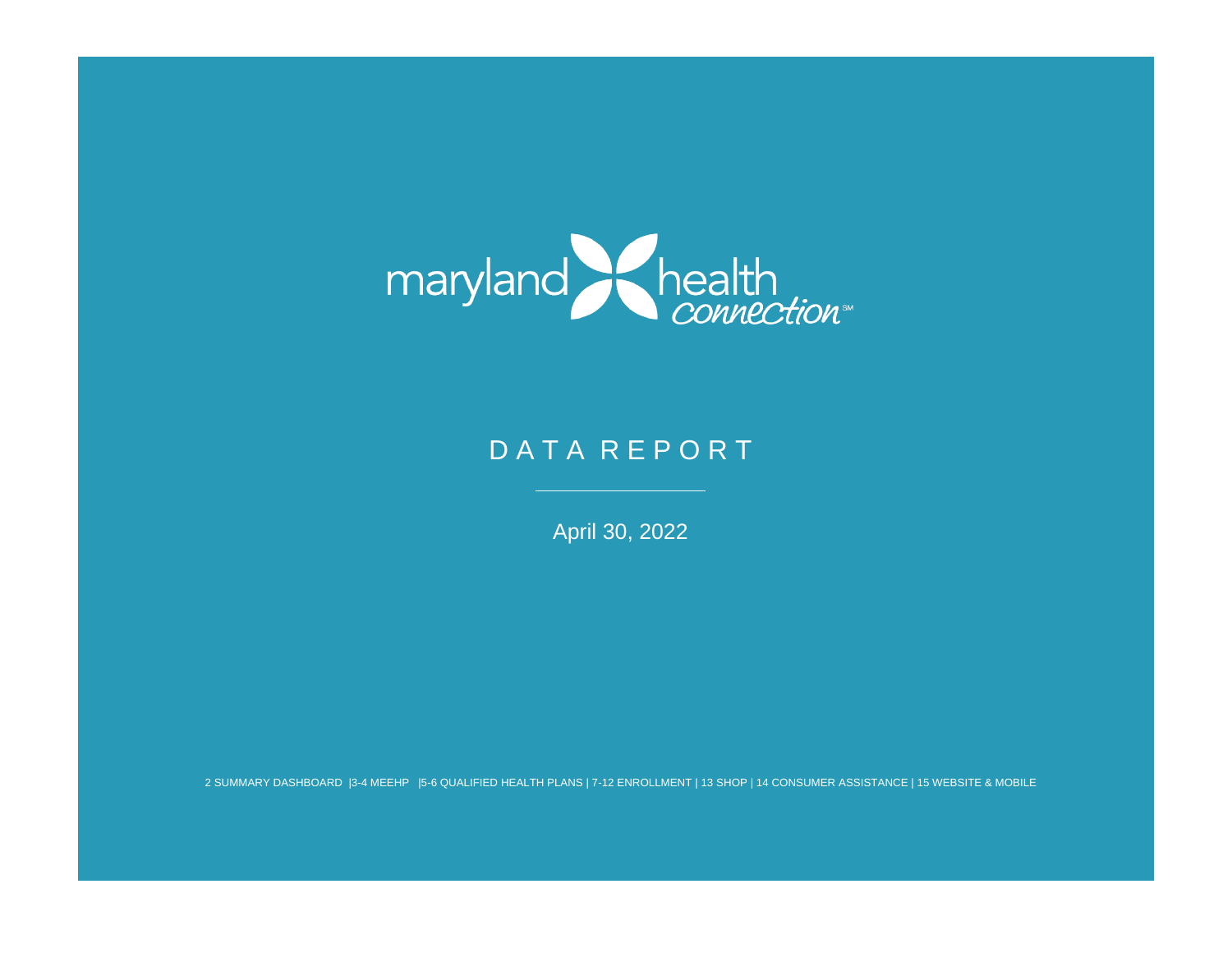maryland health connection℠

# DATA REPORT

April 30, 2022

2 SUMMARY DASHBOARD |3-4 MEEHP |5-6 QUALIFIED HEALTH PLANS | 7-12 ENROLLMENT | 13 SHOP | 14 CONSUMER ASSISTANCE | 15 WEBSITE & MOBILE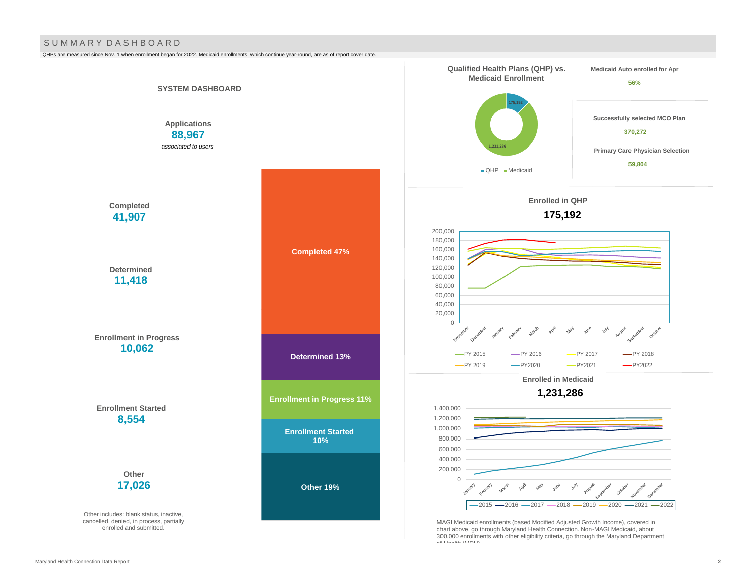## SUMMARY DASHBOARD

QHPs are measured since Nov. 1 when enrollment began for 2022. Medicaid enrollments, which continue year-round, are as of report cover date.

### SYSTEM DASHBOARD

**Applications**
**88,967**
*associated to users*

| Status | Count | Share |
|---|---|---|
| Completed | 41,907 | 47% |
| Determined | 11,418 | 13% |
| Enrollment in Progress | 10,062 | 11% |
| Enrollment Started | 8,554 | 10% |
| Other | 17,026 | 19% |

Other includes: blank status, inactive, cancelled, denied, in process, partially enrolled and submitted.

### Qualified Health Plans (QHP) vs. Medicaid Enrollment

- QHP: 175,192
- Medicaid: 1,231,286

**Medicaid Auto enrolled for Apr**
56%

**Successfully selected MCO Plan**
370,272

**Primary Care Physician Selection**
59,804

### Enrolled in QHP

**175,192**

(Chart: QHP enrollment by month, November–October, for PY 2015, PY 2016, PY 2017, PY 2018, PY 2019, PY2020, PY2021, PY2022; y-axis 0–200,000)

### Enrolled in Medicaid

**1,231,286**

(Chart: Medicaid enrollment by month, January–December, for 2015, 2016, 2017, 2018, 2019, 2020, 2021, 2022; y-axis 0–1,400,000)

MAGI Medicaid enrollments (based Modified Adjusted Growth Income), covered in chart above, go through Maryland Health Connection. Non-MAGI Medicaid, about 300,000 enrollments with other eligibility criteria, go through the Maryland Department of Health (MDH).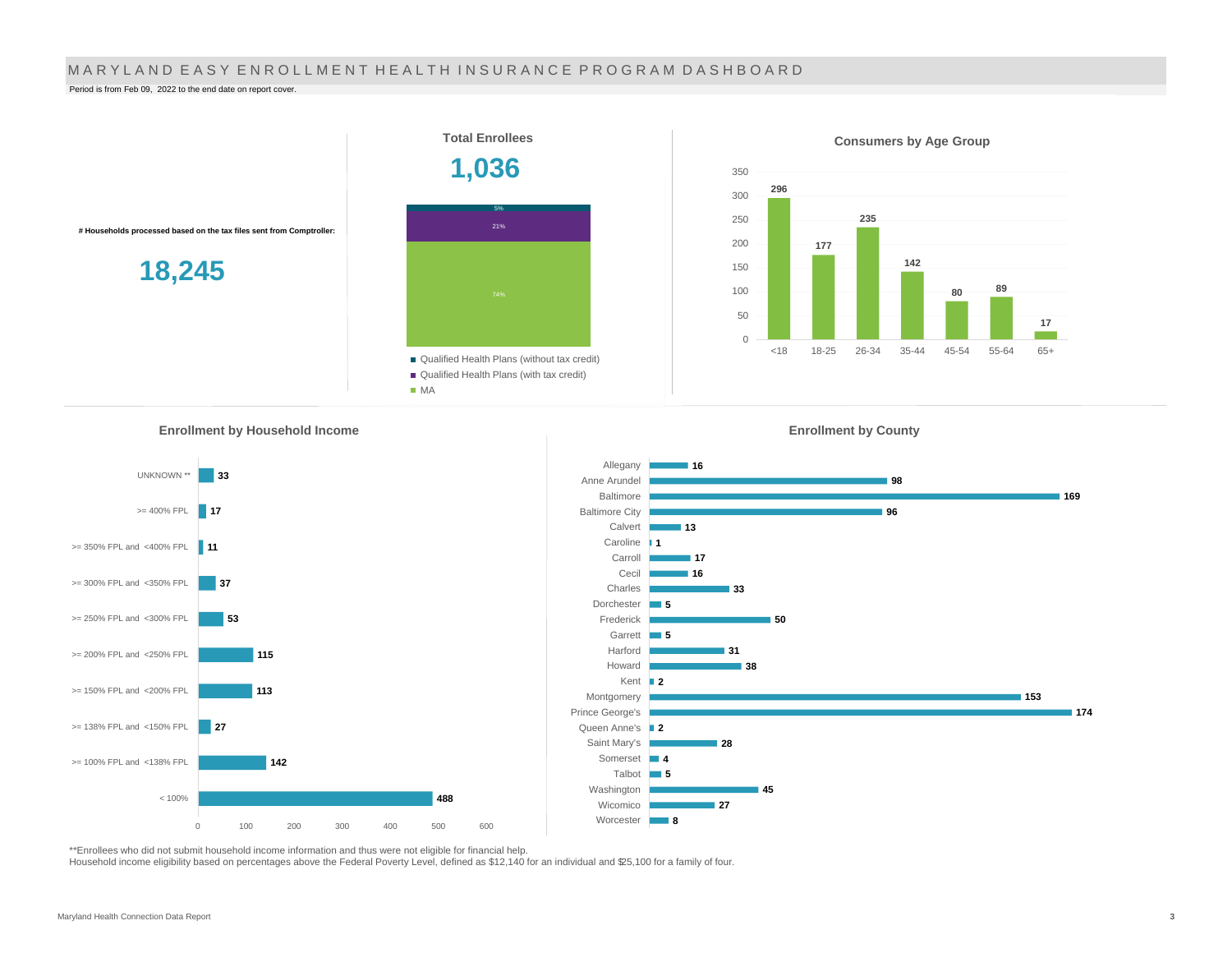# MARYLAND EASY ENROLLMENT HEALTH INSURANCE PROGRAM DASHBOARD

Period is from Feb 09, 2022 to the end date on report cover.

**# Households processed based on the tax files sent from Comptroller:**

**18,245**

## Total Enrollees

**1,036**

| Category | Percent |
|---|---|
| Qualified Health Plans (without tax credit) | 5% |
| Qualified Health Plans (with tax credit) | 21% |
| MA | 74% |

## Consumers by Age Group

| Age Group | Consumers |
|---|---|
| <18 | 296 |
| 18-25 | 177 |
| 26-34 | 235 |
| 35-44 | 142 |
| 45-54 | 80 |
| 55-64 | 89 |
| 65+ | 17 |

## Enrollment by Household Income

| Household Income | Enrollment |
|---|---|
| UNKNOWN ** | 33 |
| >= 400% FPL | 17 |
| >= 350% FPL and <400% FPL | 11 |
| >= 300% FPL and <350% FPL | 37 |
| >= 250% FPL and <300% FPL | 53 |
| >= 200% FPL and <250% FPL | 115 |
| >= 150% FPL and <200% FPL | 113 |
| >= 138% FPL and <150% FPL | 27 |
| >= 100% FPL and <138% FPL | 142 |
| < 100% | 488 |

## Enrollment by County

| County | Enrollment |
|---|---|
| Allegany | 16 |
| Anne Arundel | 98 |
| Baltimore | 169 |
| Baltimore City | 96 |
| Calvert | 13 |
| Caroline | 1 |
| Carroll | 17 |
| Cecil | 16 |
| Charles | 33 |
| Dorchester | 5 |
| Frederick | 50 |
| Garrett | 5 |
| Harford | 31 |
| Howard | 38 |
| Kent | 2 |
| Montgomery | 153 |
| Prince George's | 174 |
| Queen Anne's | 2 |
| Saint Mary's | 28 |
| Somerset | 4 |
| Talbot | 5 |
| Washington | 45 |
| Wicomico | 27 |
| Worcester | 8 |

**Enrollees who did not submit household income information and thus were not eligible for financial help.
Household income eligibility based on percentages above the Federal Poverty Level, defined as $12,140 for an individual and $25,100 for a family of four.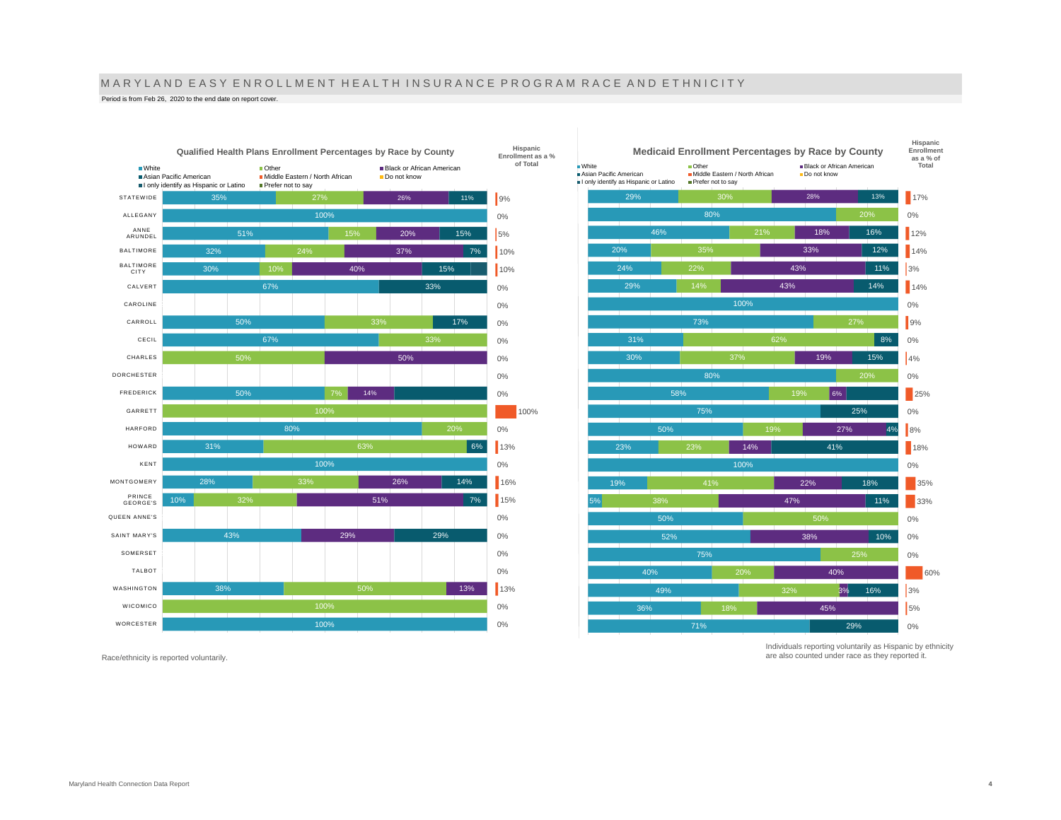# MARYLAND EASY ENROLLMENT HEALTH INSURANCE PROGRAM RACE AND ETHNICITY

Period is from Feb 26, 2020 to the end date on report cover.

## Qualified Health Plans Enrollment Percentages by Race by County

Legend: White, Other, Black or African American, Asian Pacific American, Middle Eastern / North African, Do not know, I only identify as Hispanic or Latino, Prefer not to say

| County | Segment values (left to right) | Hispanic Enrollment as a % of Total |
|---|---|---|
| STATEWIDE | 35%, 27%, 26%, 11% | 9% |
| ALLEGANY | 100% | 0% |
| ANNE ARUNDEL | 51%, 15%, 20%, 15% | 5% |
| BALTIMORE | 32%, 24%, 37%, 7% | 10% |
| BALTIMORE CITY | 30%, 10%, 40%, 15% | 10% |
| CALVERT | 67%, 33% | 0% |
| CAROLINE | | 0% |
| CARROLL | 50%, 33%, 17% | 0% |
| CECIL | 67%, 33% | 0% |
| CHARLES | 50%, 50% | 0% |
| DORCHESTER | | 0% |
| FREDERICK | 50%, 7%, 14% | 0% |
| GARRETT | 100% | 100% |
| HARFORD | 80%, 20% | 0% |
| HOWARD | 31%, 63%, 6% | 13% |
| KENT | 100% | 0% |
| MONTGOMERY | 28%, 33%, 26%, 14% | 16% |
| PRINCE GEORGE'S | 10%, 32%, 51%, 7% | 15% |
| QUEEN ANNE'S | | 0% |
| SAINT MARY'S | 43%, 29%, 29% | 0% |
| SOMERSET | | 0% |
| TALBOT | | 0% |
| WASHINGTON | 38%, 50%, 13% | 13% |
| WICOMICO | 100% | 0% |
| WORCESTER | 100% | 0% |

## Medicaid Enrollment Percentages by Race by County

Legend: White, Other, Black or African American, Asian Pacific American, Middle Eastern / North African, Do not know, I only identify as Hispanic or Latino, Prefer not to say

| County | Segment values (left to right) | Hispanic Enrollment as a % of Total |
|---|---|---|
| STATEWIDE | 29%, 30%, 28%, 13% | 17% |
| ALLEGANY | 80%, 20% | 0% |
| ANNE ARUNDEL | 46%, 21%, 18%, 16% | 12% |
| BALTIMORE | 20%, 35%, 33%, 12% | 14% |
| BALTIMORE CITY | 24%, 22%, 43%, 11% | 3% |
| CALVERT | 29%, 14%, 43%, 14% | 14% |
| CAROLINE | 100% | 0% |
| CARROLL | 73%, 27% | 9% |
| CECIL | 31%, 62%, 8% | 0% |
| CHARLES | 30%, 37%, 19%, 15% | 4% |
| DORCHESTER | 80%, 20% | 0% |
| FREDERICK | 58%, 19%, 6% | 25% |
| GARRETT | 75%, 25% | 0% |
| HARFORD | 50%, 19%, 27%, 4% | 8% |
| HOWARD | 23%, 23%, 14%, 41% | 18% |
| KENT | 100% | 0% |
| MONTGOMERY | 19%, 41%, 22%, 18% | 35% |
| PRINCE GEORGE'S | 5%, 38%, 47%, 11% | 33% |
| QUEEN ANNE'S | 50%, 50% | 0% |
| SAINT MARY'S | 52%, 38%, 10% | 0% |
| SOMERSET | 75%, 25% | 0% |
| TALBOT | 40%, 20%, 40% | 60% |
| WASHINGTON | 49%, 32%, 3%, 16% | 3% |
| WICOMICO | 36%, 18%, 45% | 5% |
| WORCESTER | 71%, 29% | 0% |

Race/ethnicity is reported voluntarily.

Individuals reporting voluntarily as Hispanic by ethnicity are also counted under race as they reported it.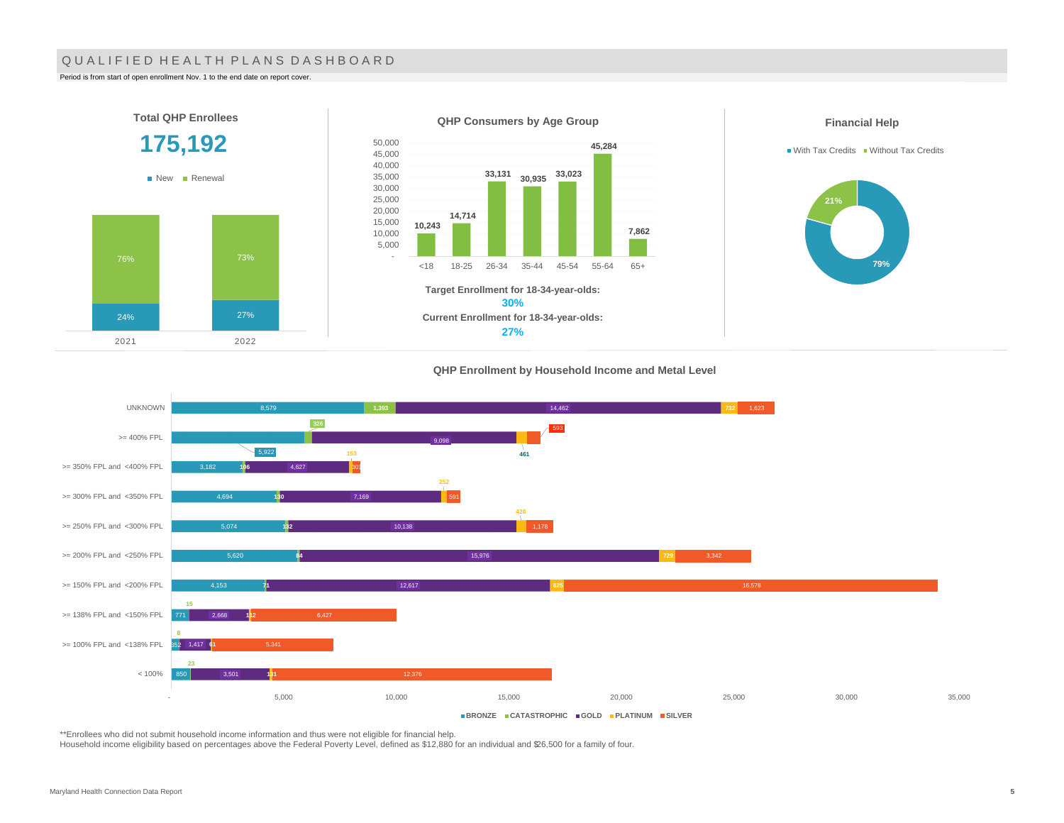# QUALIFIED HEALTH PLANS DASHBOARD

Period is from start of open enrollment Nov. 1 to the end date on report cover.

## Total QHP Enrollees

**175,192**

| Year | New | Renewal |
|---|---|---|
| 2021 | 24% | 76% |
| 2022 | 27% | 73% |

## QHP Consumers by Age Group

| Age Group | Consumers |
|---|---|
| <18 | 10,243 |
| 18-25 | 14,714 |
| 26-34 | 33,131 |
| 35-44 | 30,935 |
| 45-54 | 33,023 |
| 55-64 | 45,284 |
| 65+ | 7,862 |

**Target Enrollment for 18-34-year-olds:**
**30%**
**Current Enrollment for 18-34-year-olds:**
**27%**

## Financial Help

| | Share |
|---|---|
| With Tax Credits | 79% |
| Without Tax Credits | 21% |

## QHP Enrollment by Household Income and Metal Level

| Household Income | BRONZE | CATASTROPHIC | GOLD | PLATINUM | SILVER |
|---|---|---|---|---|---|
| UNKNOWN | 8,579 | 1,393 | 14,462 | 732 | 1,623 |
| >= 400% FPL | 5,922 | 326 | 9,098 | 461 | 593 |
| >= 350% FPL and <400% FPL | 3,182 | 106 | 4,627 | 153 | 301 |
| >= 300% FPL and <350% FPL | 4,694 | 130 | 7,169 | 252 | 591 |
| >= 250% FPL and <300% FPL | 5,074 | 132 | 10,138 | 428 | 1,178 |
| >= 200% FPL and <250% FPL | 5,620 | 84 | 15,976 | 729 | 3,342 |
| >= 150% FPL and <200% FPL | 4,153 | 71 | 12,617 | 625 | 16,578 |
| >= 138% FPL and <150% FPL | 771 | 15 | 2,668 | 112 | 6,427 |
| >= 100% FPL and <138% FPL | 352 | 8 | 1,417 | 61 | 5,341 |
| < 100% | 850 | 23 | 3,501 | 131 | 12,376 |

**Enrollees who did not submit household income information and thus were not eligible for financial help.
Household income eligibility based on percentages above the Federal Poverty Level, defined as $12,880 for an individual and $26,500 for a family of four.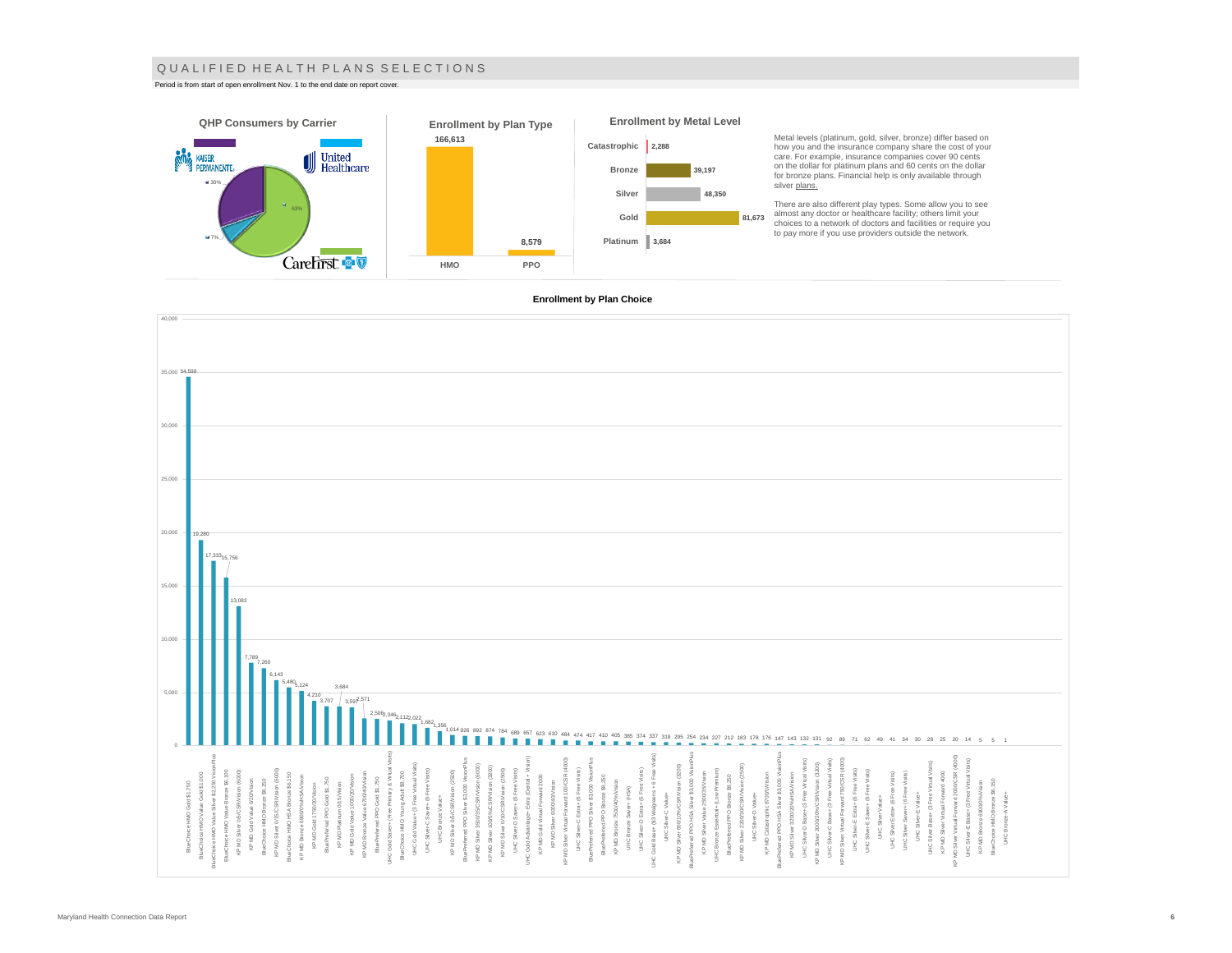# QUALIFIED HEALTH PLANS SELECTIONS

Period is from start of open enrollment Nov. 1 to the end date on report cover.

## QHP Consumers by Carrier

| Carrier | Share |
| --- | --- |
| Kaiser Permanente | 30% |
| United Healthcare | 7% |
| CareFirst | 63% |

## Enrollment by Plan Type

| Plan Type | Enrollment |
| --- | --- |
| HMO | 166,613 |
| PPO | 8,579 |

## Enrollment by Metal Level

| Metal Level | Enrollment |
| --- | --- |
| Catastrophic | 2,288 |
| Bronze | 39,197 |
| Silver | 48,350 |
| Gold | 81,673 |
| Platinum | 3,684 |

Metal levels (platinum, gold, silver, bronze) differ based on how you and the insurance company share the cost of your care. For example, insurance companies cover 90 cents on the dollar for platinum plans and 60 cents on the dollar for bronze plans. Financial help is only available through silver plans.

There are also different play types. Some allow you to see almost any doctor or healthcare facility; others limit your choices to a network of doctors and facilities or require you to pay more if you use providers outside the network.

## Enrollment by Plan Choice

| Plan | Enrollment |
| --- | --- |
| BlueChoice HMO Gold $1,750 | 34,599 |
| BlueChoice HMO Value Gold $1,000 | 19,280 |
| BlueChoice HMO Value Silver $2,250 VisionPlus | 17,333 |
| BlueChoice HMO Value Bronze $6,100 | 15,756 |
| KP MD Silver 0/0/CSR/Vision (6000) | 13,083 |
| KP MD Gold Value 0/20/Vision | 7,789 |
| BlueChoice HMO Bronze $8,250 | 7,260 |
| KP MD Silver 0/15/CSR/Vision (6000) | 6,143 |
| BlueChoice HMO HSA Bronze $6,150 | 5,480 |
| KP MD Bronze 6900/0%/HSA/Vision | 5,124 |
| KP MD Gold 1750/20/Vision | 4,210 |
| BluePreferred PPO Gold $1,750 | 3,707 |
| KP MD Platinum 0/15/Vision | 3,684 |
| KP MD Gold Value 1000/20/Vision | 3,597 |
| KP MD Bronze Value 6700/40/Vision | 2,571 |
| BluePreferred PPO Gold $1,750 | 2,506 |
| UHC Gold Saver+ (Free Primary & Virtual Visits) | 2,346 |
| BlueChoice HMO Young Adult $8,700 | 2,112 |
| UHC Gold Value+ (3 Free Virtual Visits) | 2,022 |
| UHC Silver-C Saver+ (6 Free Visits) | 1,682 |
| UHC Bronze Value+ | 1,356 |
| KP MD Silver 0/0/CSR/Vision (2300) | 1,014 |
| BluePreferred PPO Silver $3,000 VisionPlus | 926 |
| KP MD Silver 3500/35/CSR/Vision (6000) | 892 |
| KP MD Silver 0/0/5%/CSR/Vision (3200) | 874 |
| KP MD Silver 0/10/CSR/Vision (2300) | 784 |
| UHC Silver-D Saver+ (6 Free Visits) | 689 |
| UHC Gold Advantage+ Extra (Dental + Vision) | 657 |
| KP MD Gold Virtual Forward 2000 | 623 |
| KP MD Silver 6000/40/Vision | 610 |
| KP MD Silver Virtual Forward 100/CSR (4000) | 484 |
| UHC Silver-C Extra+ (6 Free Visits) | 474 |
| BluePreferred PPO Silver $3,000 VisionPlus | 417 |
| BluePreferred PPO Bronze $8,250 | 410 |
| KP MD Bronze 7500/40%/Vision | 405 |
| UHC Bronze Saver+ (HSA) | 385 |
| UHC Silver-D Extra+ (6 Free Visits) | 374 |
| UHC Gold Basic+ ($3 Walgreens + 6 Free Visits) | 337 |
| UHC Silver-C Value+ | 319 |
| KP MD Silver 600/10%/CSR/Vision (3200) | 295 |
| BluePreferred PPO HSA Silver $3,000 VisionPlus | 254 |
| KP MD Silver Value 2300/25/Vision | 234 |
| UHC Bronze Essential+ (Low Premium) | 227 |
| BluePreferred PPO Bronze $8,250 | 212 |
| KP MD Silver 2300/30/CSR/Vision (2500) | 183 |
| UHC Silver-D Value+ | 178 |
| KP MD Catastrophic 8700/0/Vision | 176 |
| BluePreferred PPO HSA Silver $3,000 VisionPlus | 147 |
| KP MD Silver 3200/20%/HSA/Vision | 143 |
| UHC Silver-D Basic+ (3 Free Virtual Visits) | 132 |
| KP MD Silver 2000/20%/CSR/Vision (3200) | 131 |
| UHC Silver-C Basic+ (3 Free Virtual Visits) | 92 |
| KP MD Silver Virtual Forward 750/CSR (4000) | 89 |
| UHC Silver-E Extra+ (6 Free Visits) | 71 |
| UHC Silver-E Saver+ (6 Free Visits) | 62 |
| UHC Silver Value+ | 49 |
| UHC Silver Extra+ (6 Free Visits) | 41 |
| UHC Silver Saver+ (6 Free Visits) | 34 |
| UHC Silver-E Value+ | 30 |
| UHC Silver Basic+ (3 Free Virtual Visits) | 28 |
| KP MD Silver Virtual Forward 4000 | 25 |
| KP MD Silver Virtual Forward 2000/CSR (4000) | 20 |
| UHC Silver-E Basic+ (3 Free Virtual Visits) | 14 |
| KP MD Bronze 6900/0%/Vision | 5 |
| BlueChoice HMO Bronze $6,150 | 5 |
| UHC Bronze-A Value+ | 1 |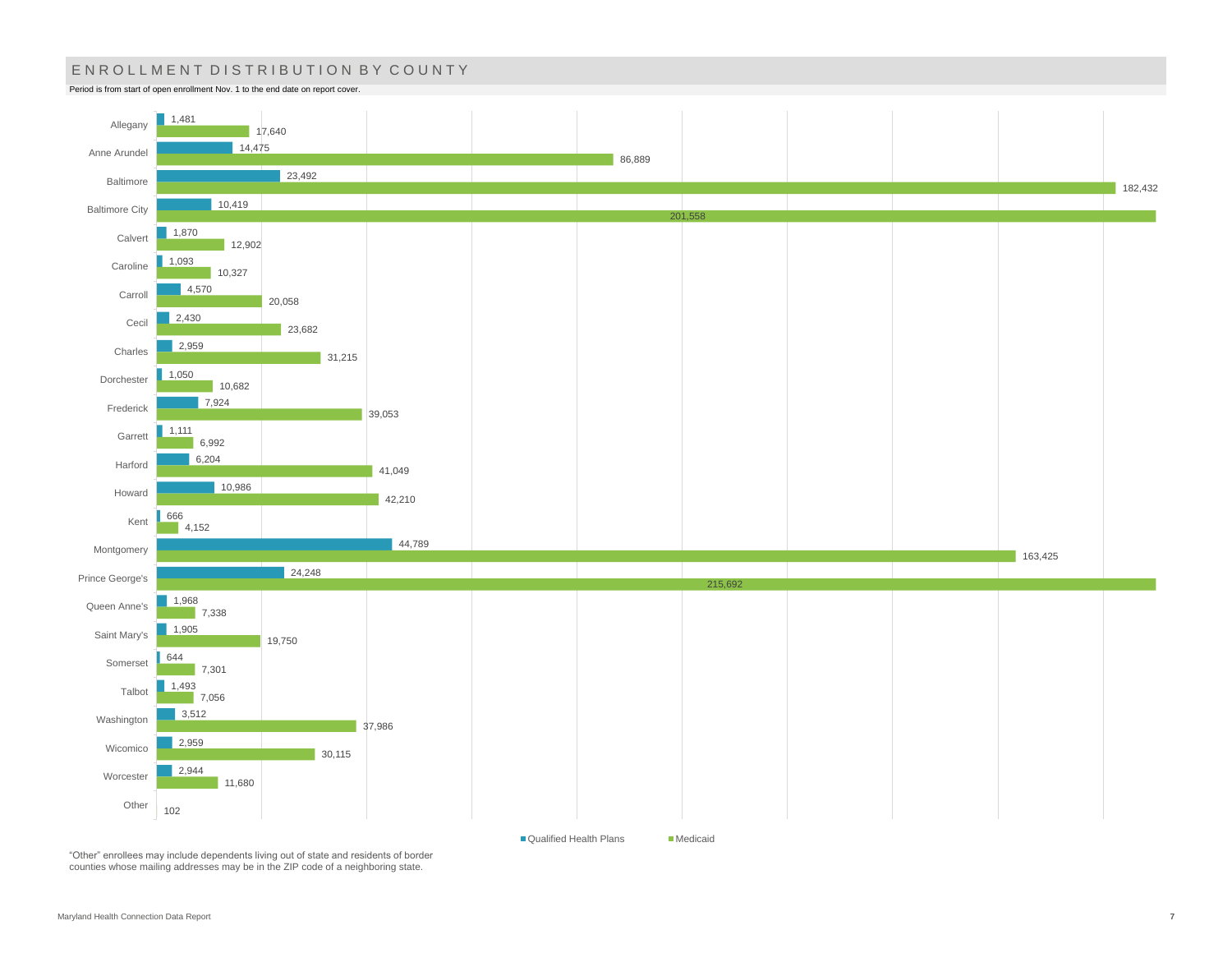## ENROLLMENT DISTRIBUTION BY COUNTY

Period is from start of open enrollment Nov. 1 to the end date on report cover.

| County | Qualified Health Plans | Medicaid |
| --- | --- | --- |
| Allegany | 1,481 | 17,640 |
| Anne Arundel | 14,475 | 86,889 |
| Baltimore | 23,492 | 182,432 |
| Baltimore City | 10,419 | 201,558 |
| Calvert | 1,870 | 12,902 |
| Caroline | 1,093 | 10,327 |
| Carroll | 4,570 | 20,058 |
| Cecil | 2,430 | 23,682 |
| Charles | 2,959 | 31,215 |
| Dorchester | 1,050 | 10,682 |
| Frederick | 7,924 | 39,053 |
| Garrett | 1,111 | 6,992 |
| Harford | 6,204 | 41,049 |
| Howard | 10,986 | 42,210 |
| Kent | 666 | 4,152 |
| Montgomery | 44,789 | 163,425 |
| Prince George's | 24,248 | 215,692 |
| Queen Anne's | 1,968 | 7,338 |
| Saint Mary's | 1,905 | 19,750 |
| Somerset | 644 | 7,301 |
| Talbot | 1,493 | 7,056 |
| Washington | 3,512 | 37,986 |
| Wicomico | 2,959 | 30,115 |
| Worcester | 2,944 | 11,680 |
| Other | 102 | |

"Other" enrollees may include dependents living out of state and residents of border counties whose mailing addresses may be in the ZIP code of a neighboring state.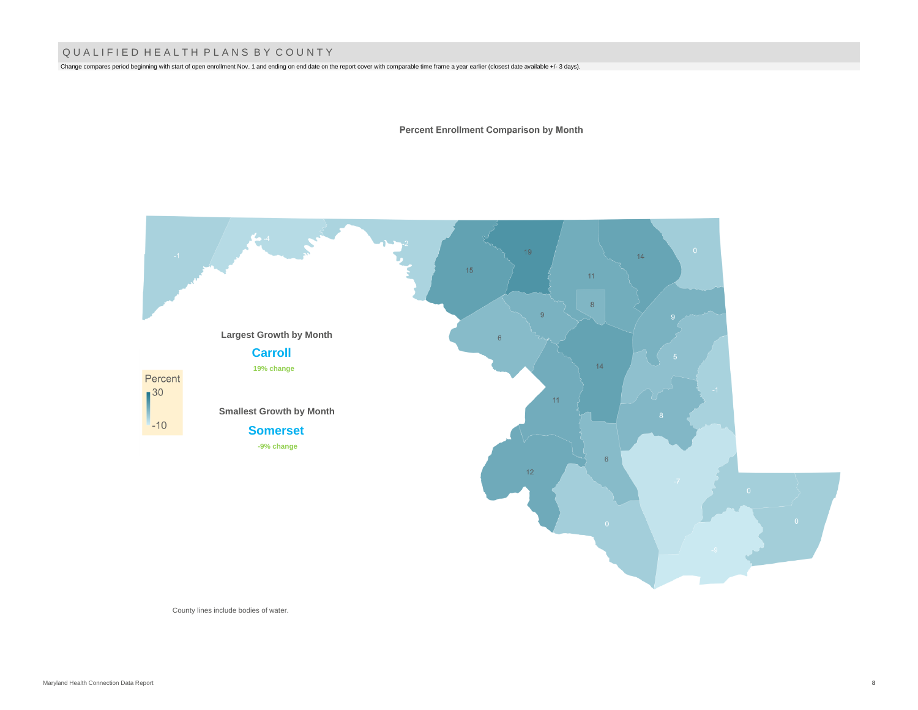## QUALIFIED HEALTH PLANS BY COUNTY

Change compares period beginning with start of open enrollment Nov. 1 and ending on end date on the report cover with comparable time frame a year earlier (closest date available +/- 3 days).

### Percent Enrollment Comparison by Month

**Largest Growth by Month**

**Carroll**

19% change

**Smallest Growth by Month**

**Somerset**

-9% change

Percent
30
-10

-1, -4, -2, 15, 19, 11, 14, 0, 8, 9, 9, 6, 14, 5, -1, 11, 8, 6, 12, -7, 0, 0, 0, -9

County lines include bodies of water.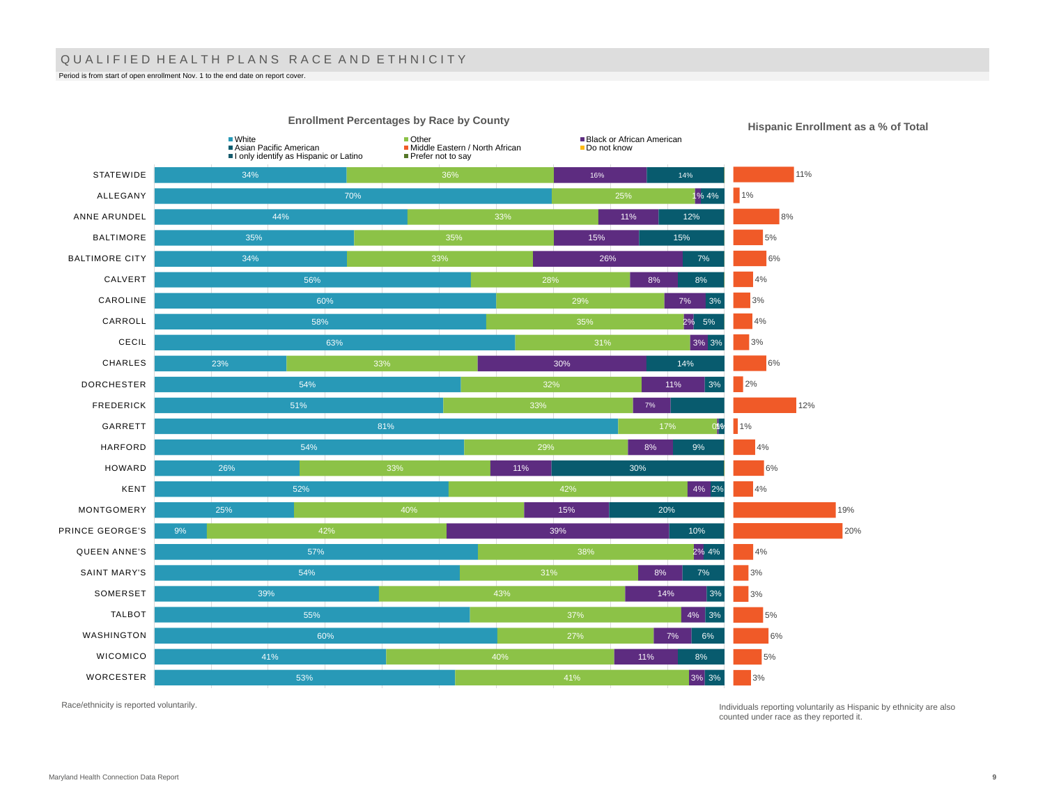# QUALIFIED HEALTH PLANS RACE AND ETHNICITY

Period is from start of open enrollment Nov. 1 to the end date on report cover.

## Enrollment Percentages by Race by County

| County | White | Other | Black or African American | Asian Pacific American | Hispanic Enrollment as a % of Total |
|---|---|---|---|---|---|
| STATEWIDE | 34% | 36% | 16% | 14% | 11% |
| ALLEGANY | 70% | 25% | 1% | 4% | 1% |
| ANNE ARUNDEL | 44% | 33% | 11% | 12% | 8% |
| BALTIMORE | 35% | 35% | 15% | 15% | 5% |
| BALTIMORE CITY | 34% | 33% | 26% | 7% | 6% |
| CALVERT | 56% | 28% | 8% | 8% | 4% |
| CAROLINE | 60% | 29% | 7% | 3% | 3% |
| CARROLL | 58% | 35% | 2% | 5% | 4% |
| CECIL | 63% | 31% | 3% | 3% | 3% |
| CHARLES | 23% | 33% | 30% | 14% | 6% |
| DORCHESTER | 54% | 32% | 11% | 3% | 2% |
| FREDERICK | 51% | 33% | 7% | | 12% |
| GARRETT | 81% | 17% | 0% | 1% | 1% |
| HARFORD | 54% | 29% | 8% | 9% | 4% |
| HOWARD | 26% | 33% | 11% | 30% | 6% |
| KENT | 52% | 42% | 4% | 2% | 4% |
| MONTGOMERY | 25% | 40% | 15% | 20% | 19% |
| PRINCE GEORGE'S | 9% | 42% | 39% | 10% | 20% |
| QUEEN ANNE'S | 57% | 38% | 2% | 4% | 4% |
| SAINT MARY'S | 54% | 31% | 8% | 7% | 3% |
| SOMERSET | 39% | 43% | 14% | 3% | 3% |
| TALBOT | 55% | 37% | 4% | 3% | 5% |
| WASHINGTON | 60% | 27% | 7% | 6% | 6% |
| WICOMICO | 41% | 40% | 11% | 8% | 5% |
| WORCESTER | 53% | 41% | 3% | 3% | 3% |

Legend categories: White; Other; Black or African American; Asian Pacific American; Middle Eastern / North African; Do not know; I only identify as Hispanic or Latino; Prefer not to say

Race/ethnicity is reported voluntarily.

Individuals reporting voluntarily as Hispanic by ethnicity are also counted under race as they reported it.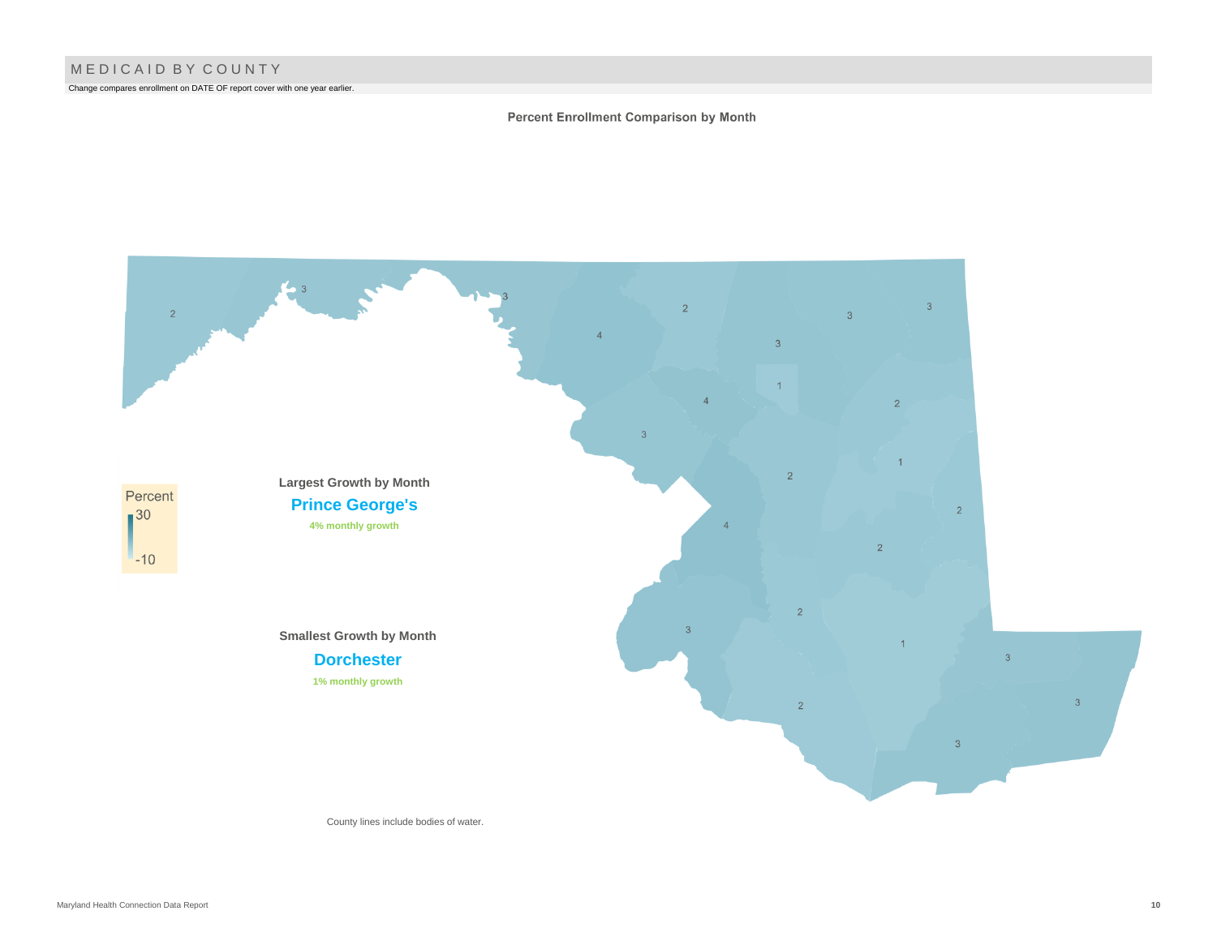# MEDICAID BY COUNTY

Change compares enrollment on DATE OF report cover with one year earlier.

**Percent Enrollment Comparison by Month**

Percent
30
-10

**Largest Growth by Month**

**Prince George's**

4% monthly growth

**Smallest Growth by Month**

**Dorchester**

1% monthly growth

County lines include bodies of water.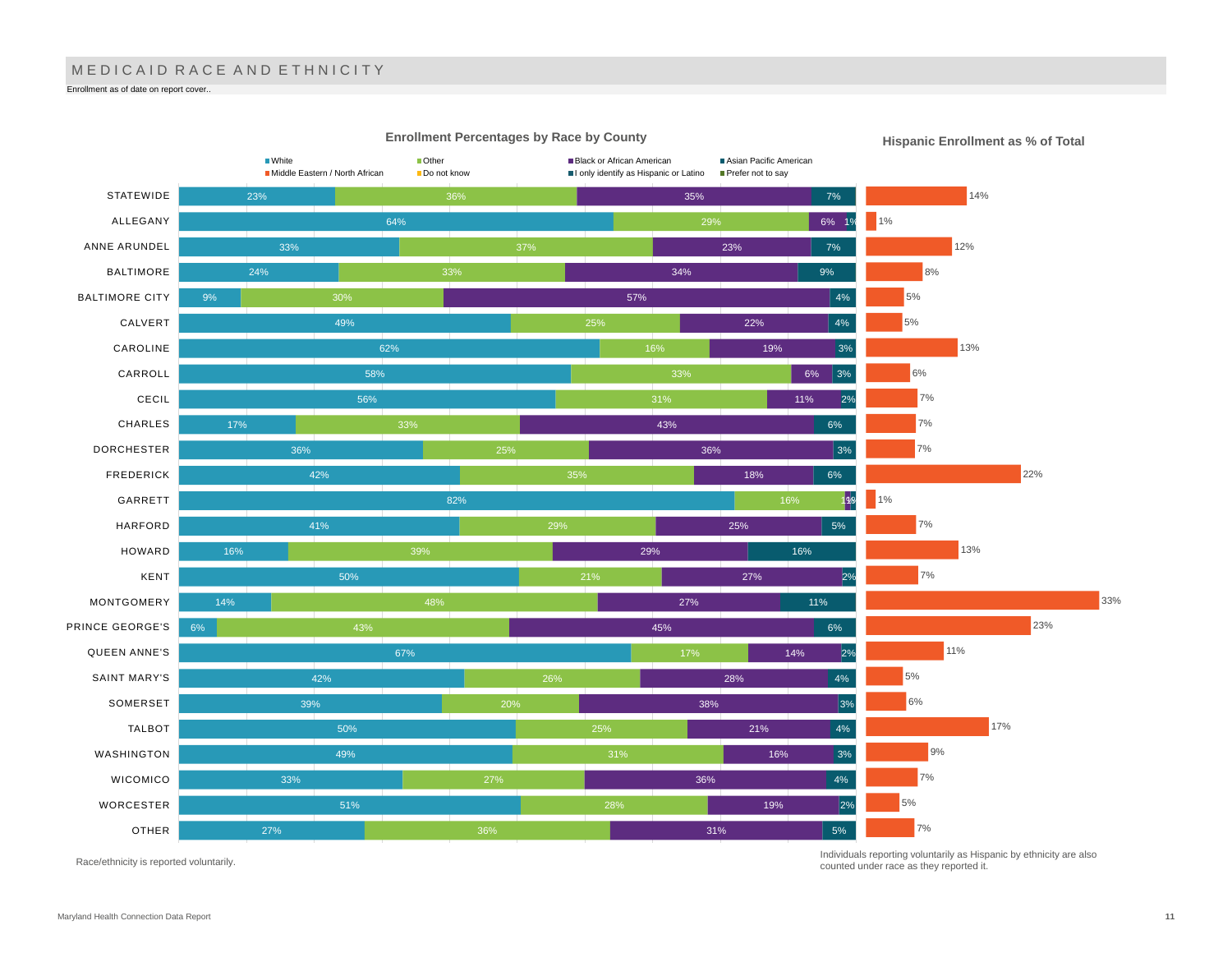# MEDICAID RACE AND ETHNICITY

Enrollment as of date on report cover..

## Enrollment Percentages by Race by County

Legend: White, Other, Black or African American, Asian Pacific American, Middle Eastern / North African, Do not know, I only identify as Hispanic or Latino, Prefer not to say

| County | White | Other | Black or African American | Asian Pacific American | Hispanic Enrollment as % of Total |
|---|---|---|---|---|---|
| STATEWIDE | 23% | 36% | 35% | 7% | 14% |
| ALLEGANY | 64% | 29% | 6% | 1% | 1% |
| ANNE ARUNDEL | 33% | 37% | 23% | 7% | 12% |
| BALTIMORE | 24% | 33% | 34% | 9% | 8% |
| BALTIMORE CITY | 9% | 30% | 57% | 4% | 5% |
| CALVERT | 49% | 25% | 22% | 4% | 5% |
| CAROLINE | 62% | 16% | 19% | 3% | 13% |
| CARROLL | 58% | 33% | 6% | 3% | 6% |
| CECIL | 56% | 31% | 11% | 2% | 7% |
| CHARLES | 17% | 33% | 43% | 6% | 7% |
| DORCHESTER | 36% | 25% | 36% | 3% | 7% |
| FREDERICK | 42% | 35% | 18% | 6% | 22% |
| GARRETT | 82% | 16% | 1% | 1% | 1% |
| HARFORD | 41% | 29% | 25% | 5% | 7% |
| HOWARD | 16% | 39% | 29% | 16% | 13% |
| KENT | 50% | 21% | 27% | 2% | 7% |
| MONTGOMERY | 14% | 48% | 27% | 11% | 33% |
| PRINCE GEORGE'S | 6% | 43% | 45% | 6% | 23% |
| QUEEN ANNE'S | 67% | 17% | 14% | 2% | 11% |
| SAINT MARY'S | 42% | 26% | 28% | 4% | 5% |
| SOMERSET | 39% | 20% | 38% | 3% | 6% |
| TALBOT | 50% | 25% | 21% | 4% | 17% |
| WASHINGTON | 49% | 31% | 16% | 3% | 9% |
| WICOMICO | 33% | 27% | 36% | 4% | 7% |
| WORCESTER | 51% | 28% | 19% | 2% | 5% |
| OTHER | 27% | 36% | 31% | 5% | 7% |

Race/ethnicity is reported voluntarily.

Individuals reporting voluntarily as Hispanic by ethnicity are also counted under race as they reported it.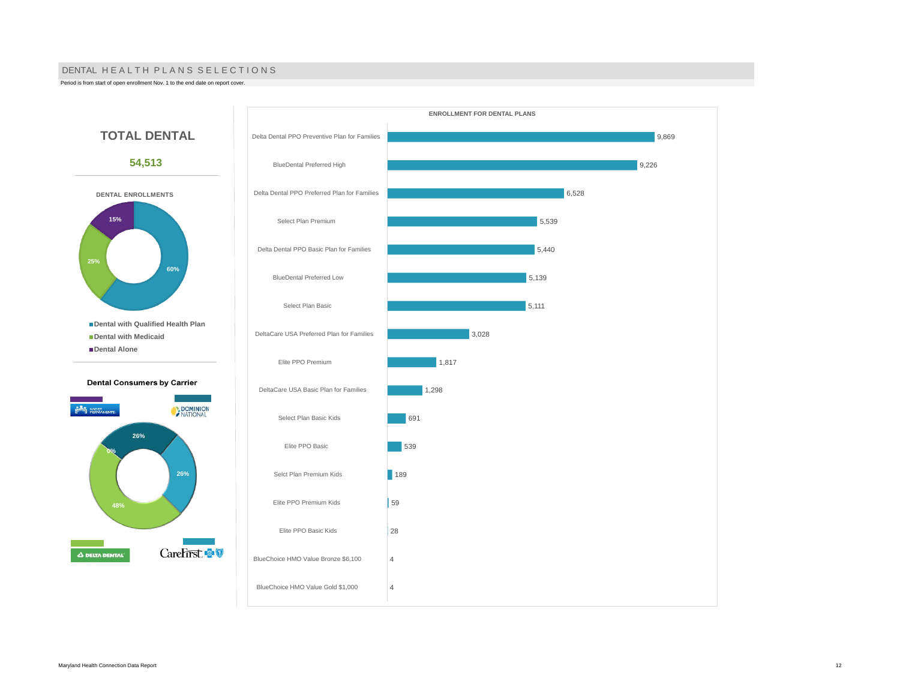# DENTAL HEALTH PLANS SELECTIONS

Period is from start of open enrollment Nov. 1 to the end date on report cover.

## TOTAL DENTAL

**54,513**

**DENTAL ENROLLMENTS**

| Category | Percent |
|---|---|
| Dental with Qualified Health Plan | 60% |
| Dental with Medicaid | 25% |
| Dental Alone | 15% |

**Dental Consumers by Carrier**

| Carrier | Percent |
|---|---|
| Kaiser Permanente | 0% |
| Dominion National | 26% |
| CareFirst | 26% |
| Delta Dental | 48% |

**ENROLLMENT FOR DENTAL PLANS**

| Plan | Enrollment |
|---|---|
| Delta Dental PPO Preventive Plan for Families | 9,869 |
| BlueDental Preferred High | 9,226 |
| Delta Dental PPO Preferred Plan for Families | 6,528 |
| Select Plan Premium | 5,539 |
| Delta Dental PPO Basic Plan for Families | 5,440 |
| BlueDental Preferred Low | 5,139 |
| Select Plan Basic | 5,111 |
| DeltaCare USA Preferred Plan for Families | 3,028 |
| Elite PPO Premium | 1,817 |
| DeltaCare USA Basic Plan for Families | 1,298 |
| Select Plan Basic Kids | 691 |
| Elite PPO Basic | 539 |
| Selct Plan Premium Kids | 189 |
| Elite PPO Premium Kids | 59 |
| Elite PPO Basic Kids | 28 |
| BlueChoice HMO Value Bronze $6,100 | 4 |
| BlueChoice HMO Value Gold $1,000 | 4 |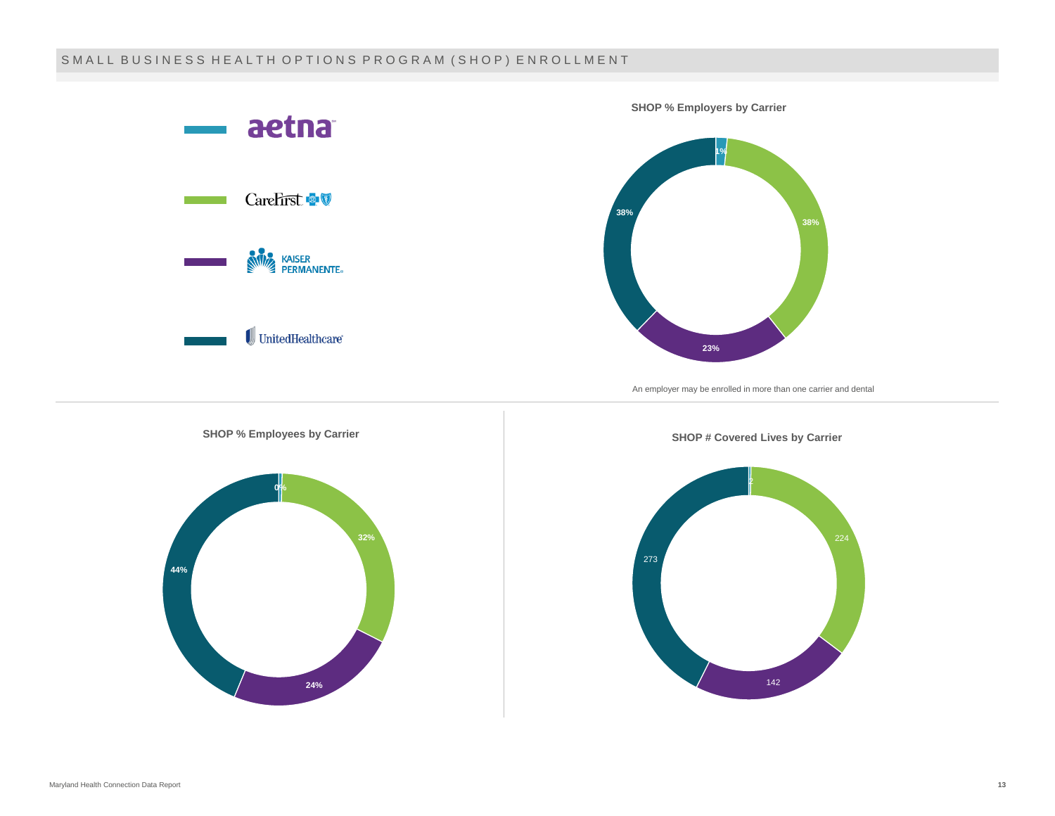## SMALL BUSINESS HEALTH OPTIONS PROGRAM (SHOP) ENROLLMENT

Legend: aetna, CareFirst, Kaiser Permanente, UnitedHealthcare

### SHOP % Employers by Carrier

| Carrier | % Employers |
|---|---|
| Aetna | 1% |
| CareFirst | 38% |
| Kaiser Permanente | 23% |
| UnitedHealthcare | 38% |

An employer may be enrolled in more than one carrier and dental

### SHOP % Employees by Carrier

| Carrier | % Employees |
|---|---|
| Aetna | 0% |
| CareFirst | 32% |
| Kaiser Permanente | 24% |
| UnitedHealthcare | 44% |

### SHOP # Covered Lives by Carrier

| Carrier | # Covered Lives |
|---|---|
| Aetna | 2 |
| CareFirst | 224 |
| Kaiser Permanente | 142 |
| UnitedHealthcare | 273 |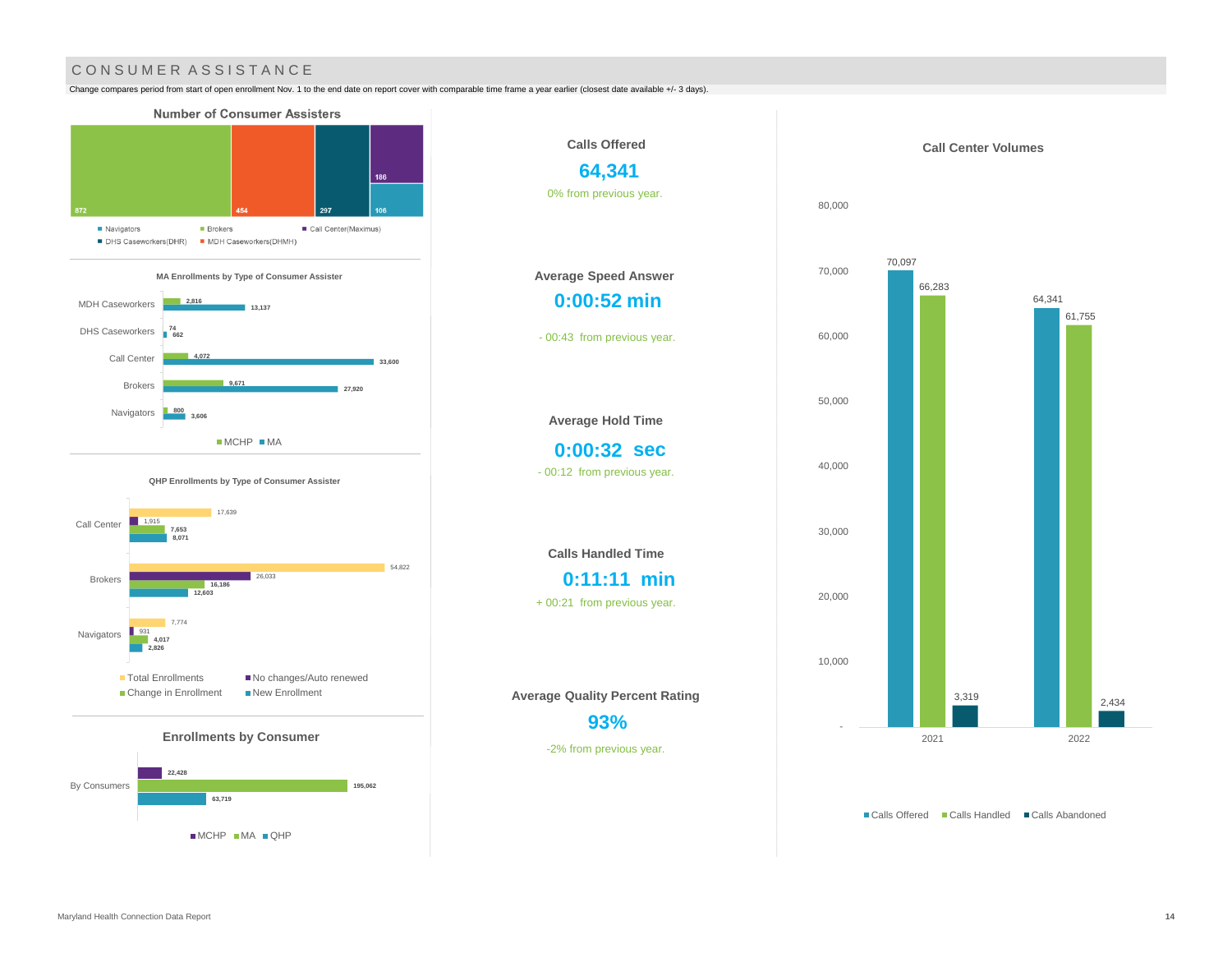# CONSUMER ASSISTANCE

Change compares period from start of open enrollment Nov. 1 to the end date on report cover with comparable time frame a year earlier (closest date available +/- 3 days).

## Number of Consumer Assisters

| Type | Number |
| --- | --- |
| Brokers | 872 |
| MDH Caseworkers(DHMH) | 454 |
| DHS Caseworkers(DHR) | 297 |
| Call Center(Maximus) | 186 |
| Navigators | 106 |

### MA Enrollments by Type of Consumer Assister

| Consumer Assister | MCHP | MA |
| --- | --- | --- |
| MDH Caseworkers | 2,816 | 13,137 |
| DHS Caseworkers | 74 | 662 |
| Call Center | 4,072 | 33,600 |
| Brokers | 9,671 | 27,920 |
| Navigators | 800 | 3,606 |

### QHP Enrollments by Type of Consumer Assister

| Consumer Assister | Total Enrollments | No changes/Auto renewed | Change in Enrollment | New Enrollment |
| --- | --- | --- | --- | --- |
| Call Center | 17,639 | 1,915 | 7,653 | 8,071 |
| Brokers | 54,822 | 26,033 | 16,186 | 12,603 |
| Navigators | 7,774 | 931 | 4,017 | 2,826 |

## Enrollments by Consumer

| | MCHP | MA | QHP |
| --- | --- | --- | --- |
| By Consumers | 22,428 | 195,062 | 63,719 |

**Calls Offered**

**64,341**

0% from previous year.

**Average Speed Answer**

**0:00:52 min**

- 00:43 from previous year.

**Average Hold Time**

**0:00:32 sec**

- 00:12 from previous year.

**Calls Handled Time**

**0:11:11 min**

+ 00:21 from previous year.

**Average Quality Percent Rating**

**93%**

-2% from previous year.

**Call Center Volumes**

| Year | Calls Offered | Calls Handled | Calls Abandoned |
| --- | --- | --- | --- |
| 2021 | 70,097 | 66,283 | 3,319 |
| 2022 | 64,341 | 61,755 | 2,434 |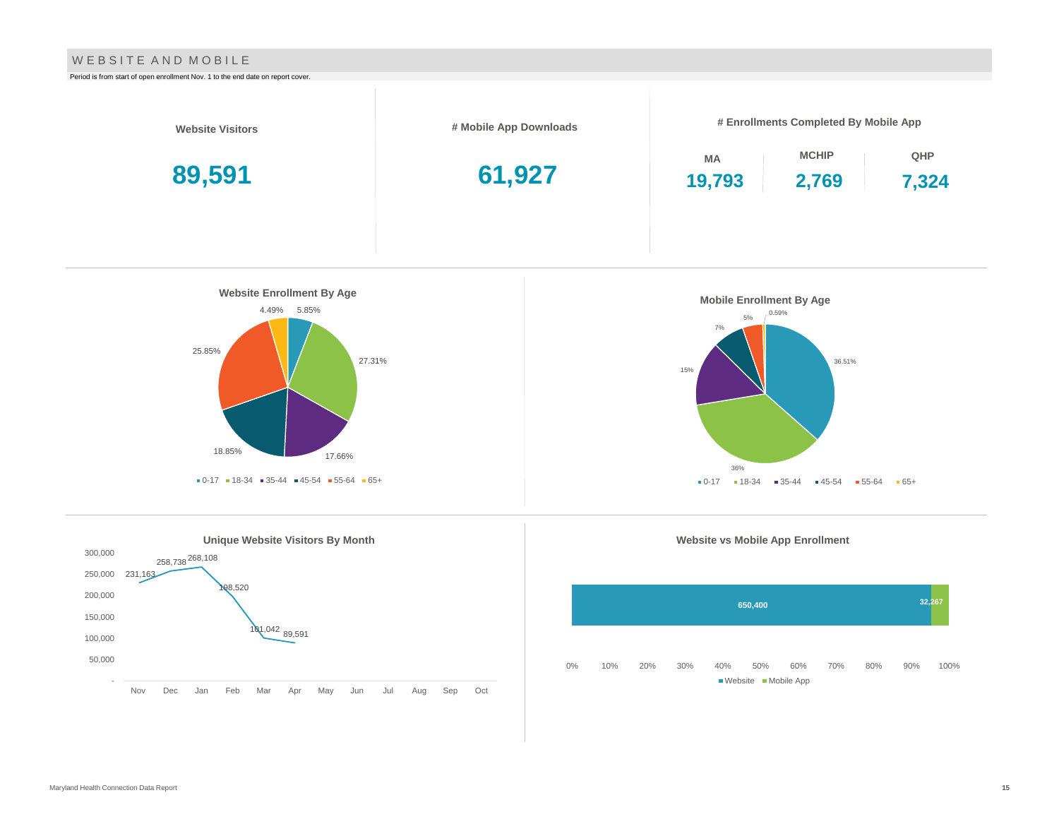## WEBSITE AND MOBILE

Period is from start of open enrollment Nov. 1 to the end date on report cover.

**Website Visitors**

**89,591**

**# Mobile App Downloads**

**61,927**

**# Enrollments Completed By Mobile App**

| MA | MCHIP | QHP |
|---|---|---|
| 19,793 | 2,769 | 7,324 |

### Website Enrollment By Age

4.49%
5.85%
27.31%
17.66%
18.85%
25.85%

0-17 18-34 35-44 45-54 55-64 65+

### Mobile Enrollment By Age

0.59%
5%
7%
15%
36.51%
36%

0-17 18-34 35-44 45-54 55-64 65+

### Unique Website Visitors By Month

300,000
250,000
200,000
150,000
100,000
50,000
-

231,163
258,738
268,108
198,520
101,042
89,591

Nov Dec Jan Feb Mar Apr May Jun Jul Aug Sep Oct

### Website vs Mobile App Enrollment

650,400
32,267

0% 10% 20% 30% 40% 50% 60% 70% 80% 90% 100%

Website Mobile App